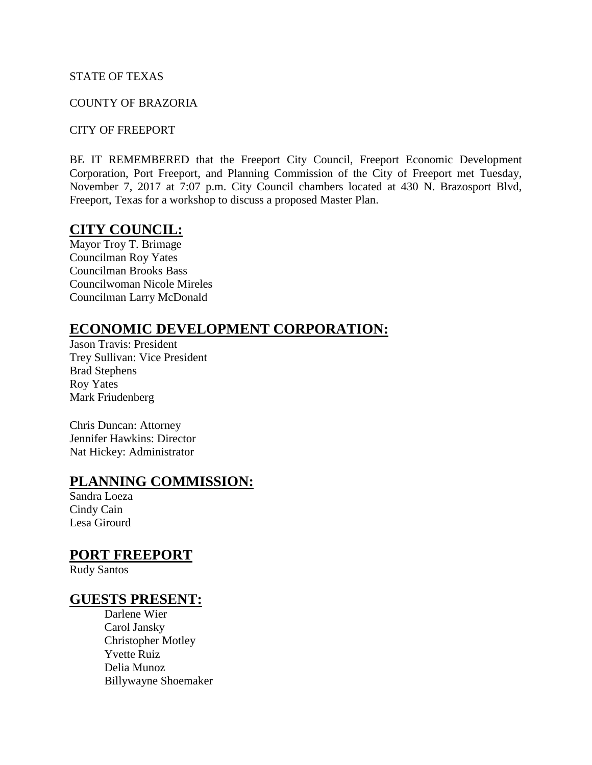STATE OF TEXAS

COUNTY OF BRAZORIA

CITY OF FREEPORT

BE IT REMEMBERED that the Freeport City Council, Freeport Economic Development Corporation, Port Freeport, and Planning Commission of the City of Freeport met Tuesday, November 7, 2017 at 7:07 p.m. City Council chambers located at 430 N. Brazosport Blvd, Freeport, Texas for a workshop to discuss a proposed Master Plan.

## CITY COUNCIL:

Mayor Troy T. Brimage
Councilman Roy Yates
Councilman Brooks Bass
Councilwoman Nicole Mireles
Councilman Larry McDonald

## ECONOMIC DEVELOPMENT CORPORATION:

Jason Travis: President
Trey Sullivan: Vice President
Brad Stephens
Roy Yates
Mark Friudenberg

Chris Duncan: Attorney
Jennifer Hawkins: Director
Nat Hickey: Administrator

## PLANNING COMMISSION:

Sandra Loeza
Cindy Cain
Lesa Girourd

## PORT FREEPORT

Rudy Santos

## GUESTS PRESENT:

Darlene Wier
Carol Jansky
Christopher Motley
Yvette Ruiz
Delia Munoz
Billywayne Shoemaker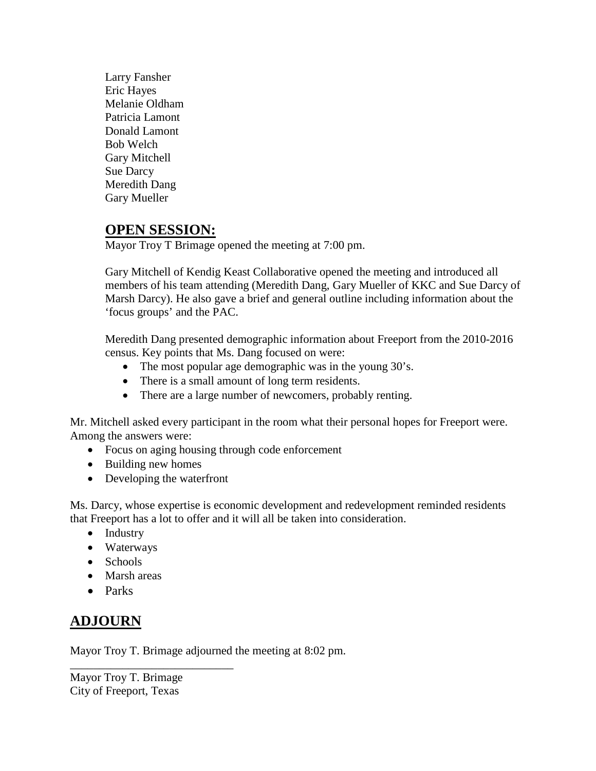Larry Fansher
Eric Hayes
Melanie Oldham
Patricia Lamont
Donald Lamont
Bob Welch
Gary Mitchell
Sue Darcy
Meredith Dang
Gary Mueller

## OPEN SESSION:

Mayor Troy T Brimage opened the meeting at 7:00 pm.

Gary Mitchell of Kendig Keast Collaborative opened the meeting and introduced all members of his team attending (Meredith Dang, Gary Mueller of KKC and Sue Darcy of Marsh Darcy). He also gave a brief and general outline including information about the 'focus groups' and the PAC.

Meredith Dang presented demographic information about Freeport from the 2010-2016 census. Key points that Ms. Dang focused on were:

- The most popular age demographic was in the young 30's.
- There is a small amount of long term residents.
- There are a large number of newcomers, probably renting.

Mr. Mitchell asked every participant in the room what their personal hopes for Freeport were. Among the answers were:

- Focus on aging housing through code enforcement
- Building new homes
- Developing the waterfront

Ms. Darcy, whose expertise is economic development and redevelopment reminded residents that Freeport has a lot to offer and it will all be taken into consideration.

- Industry
- Waterways
- Schools
- Marsh areas
- Parks

## ADJOURN

Mayor Troy T. Brimage adjourned the meeting at 8:02 pm.

\_\_\_\_\_\_\_\_\_\_\_\_\_\_\_\_\_\_\_\_\_\_\_\_\_\_\_\_\_
Mayor Troy T. Brimage
City of Freeport, Texas